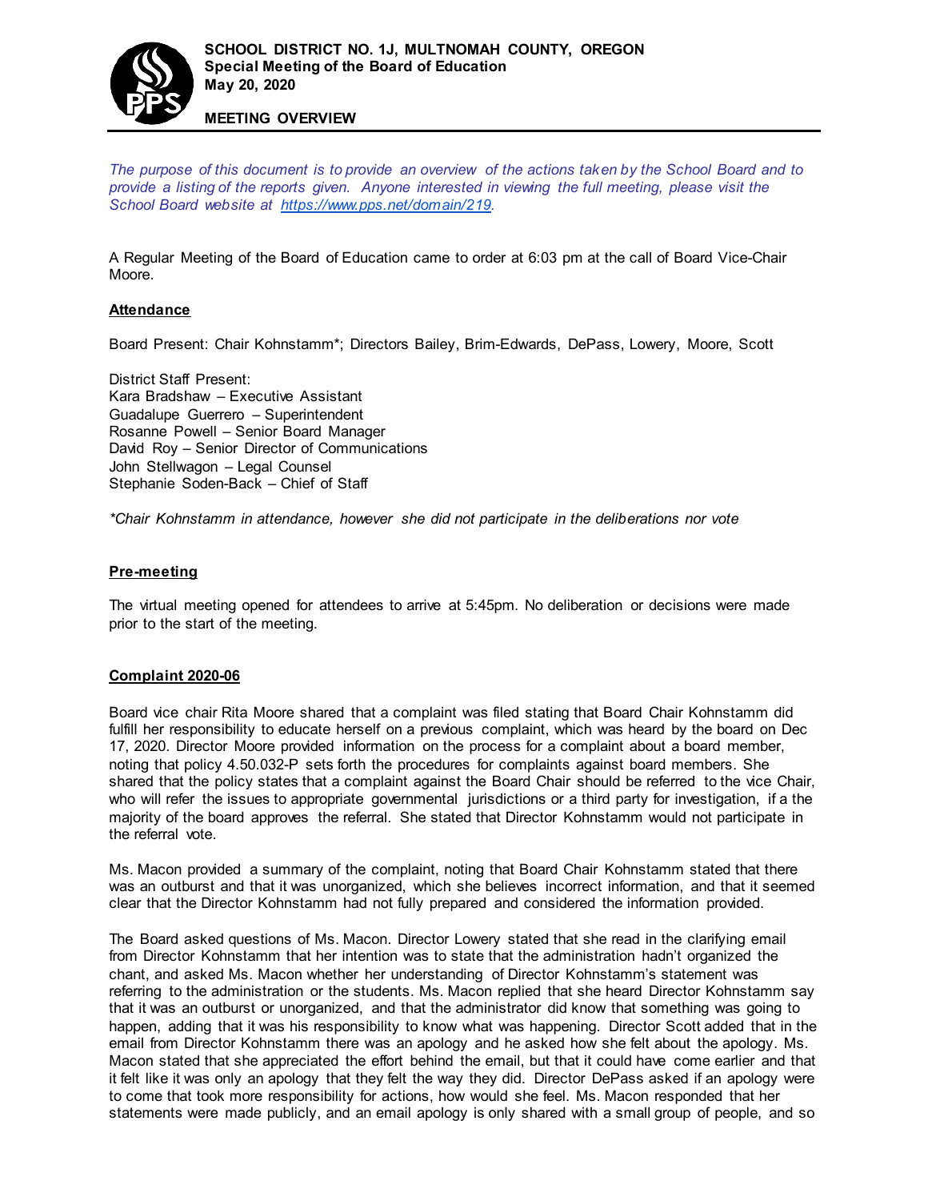**SCHOOL DISTRICT NO. 1J, MULTNOMAH COUNTY, OREGON**
**Special Meeting of the Board of Education**
**May 20, 2020**

**MEETING OVERVIEW**

*The purpose of this document is to provide an overview of the actions taken by the School Board and to provide a listing of the reports given. Anyone interested in viewing the full meeting, please visit the School Board website at [https://www.pps.net/domain/219](https://www.pps.net/domain/219).*

A Regular Meeting of the Board of Education came to order at 6:03 pm at the call of Board Vice-Chair Moore.

## Attendance

Board Present: Chair Kohnstamm*; Directors Bailey, Brim-Edwards, DePass, Lowery, Moore, Scott

District Staff Present:
Kara Bradshaw – Executive Assistant
Guadalupe Guerrero – Superintendent
Rosanne Powell – Senior Board Manager
David Roy – Senior Director of Communications
John Stellwagon – Legal Counsel
Stephanie Soden-Back – Chief of Staff

*\*Chair Kohnstamm in attendance, however she did not participate in the deliberations nor vote*

## Pre-meeting

The virtual meeting opened for attendees to arrive at 5:45pm. No deliberation or decisions were made prior to the start of the meeting.

## Complaint 2020-06

Board vice chair Rita Moore shared that a complaint was filed stating that Board Chair Kohnstamm did fulfill her responsibility to educate herself on a previous complaint, which was heard by the board on Dec 17, 2020. Director Moore provided information on the process for a complaint about a board member, noting that policy 4.50.032-P sets forth the procedures for complaints against board members. She shared that the policy states that a complaint against the Board Chair should be referred to the vice Chair, who will refer the issues to appropriate governmental jurisdictions or a third party for investigation, if a the majority of the board approves the referral. She stated that Director Kohnstamm would not participate in the referral vote.

Ms. Macon provided a summary of the complaint, noting that Board Chair Kohnstamm stated that there was an outburst and that it was unorganized, which she believes incorrect information, and that it seemed clear that the Director Kohnstamm had not fully prepared and considered the information provided.

The Board asked questions of Ms. Macon. Director Lowery stated that she read in the clarifying email from Director Kohnstamm that her intention was to state that the administration hadn't organized the chant, and asked Ms. Macon whether her understanding of Director Kohnstamm's statement was referring to the administration or the students. Ms. Macon replied that she heard Director Kohnstamm say that it was an outburst or unorganized, and that the administrator did know that something was going to happen, adding that it was his responsibility to know what was happening. Director Scott added that in the email from Director Kohnstamm there was an apology and he asked how she felt about the apology. Ms. Macon stated that she appreciated the effort behind the email, but that it could have come earlier and that it felt like it was only an apology that they felt the way they did. Director DePass asked if an apology were to come that took more responsibility for actions, how would she feel. Ms. Macon responded that her statements were made publicly, and an email apology is only shared with a small group of people, and so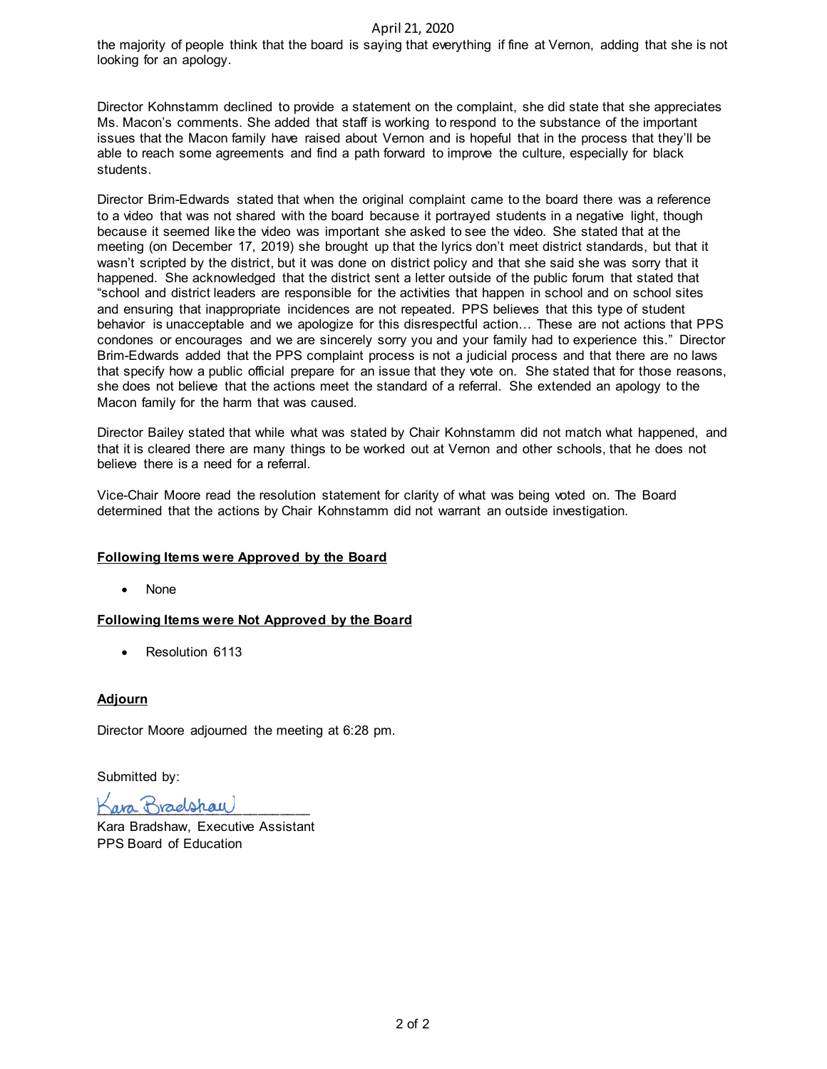the majority of people think that the board is saying that everything if fine at Vernon, adding that she is not looking for an apology.

Director Kohnstamm declined to provide a statement on the complaint, she did state that she appreciates Ms. Macon's comments. She added that staff is working to respond to the substance of the important issues that the Macon family have raised about Vernon and is hopeful that in the process that they'll be able to reach some agreements and find a path forward to improve the culture, especially for black students.

Director Brim-Edwards stated that when the original complaint came to the board there was a reference to a video that was not shared with the board because it portrayed students in a negative light, though because it seemed like the video was important she asked to see the video. She stated that at the meeting (on December 17, 2019) she brought up that the lyrics don't meet district standards, but that it wasn't scripted by the district, but it was done on district policy and that she said she was sorry that it happened. She acknowledged that the district sent a letter outside of the public forum that stated that "school and district leaders are responsible for the activities that happen in school and on school sites and ensuring that inappropriate incidences are not repeated. PPS believes that this type of student behavior is unacceptable and we apologize for this disrespectful action… These are not actions that PPS condones or encourages and we are sincerely sorry you and your family had to experience this." Director Brim-Edwards added that the PPS complaint process is not a judicial process and that there are no laws that specify how a public official prepare for an issue that they vote on. She stated that for those reasons, she does not believe that the actions meet the standard of a referral. She extended an apology to the Macon family for the harm that was caused.

Director Bailey stated that while what was stated by Chair Kohnstamm did not match what happened, and that it is cleared there are many things to be worked out at Vernon and other schools, that he does not believe there is a need for a referral.

Vice-Chair Moore read the resolution statement for clarity of what was being voted on. The Board determined that the actions by Chair Kohnstamm did not warrant an outside investigation.

**Following Items were Approved by the Board**

- None

**Following Items were Not Approved by the Board**

- Resolution 6113

**Adjourn**

Director Moore adjourned the meeting at 6:28 pm.

Submitted by:

Kara Bradshaw

Kara Bradshaw, Executive Assistant
PPS Board of Education